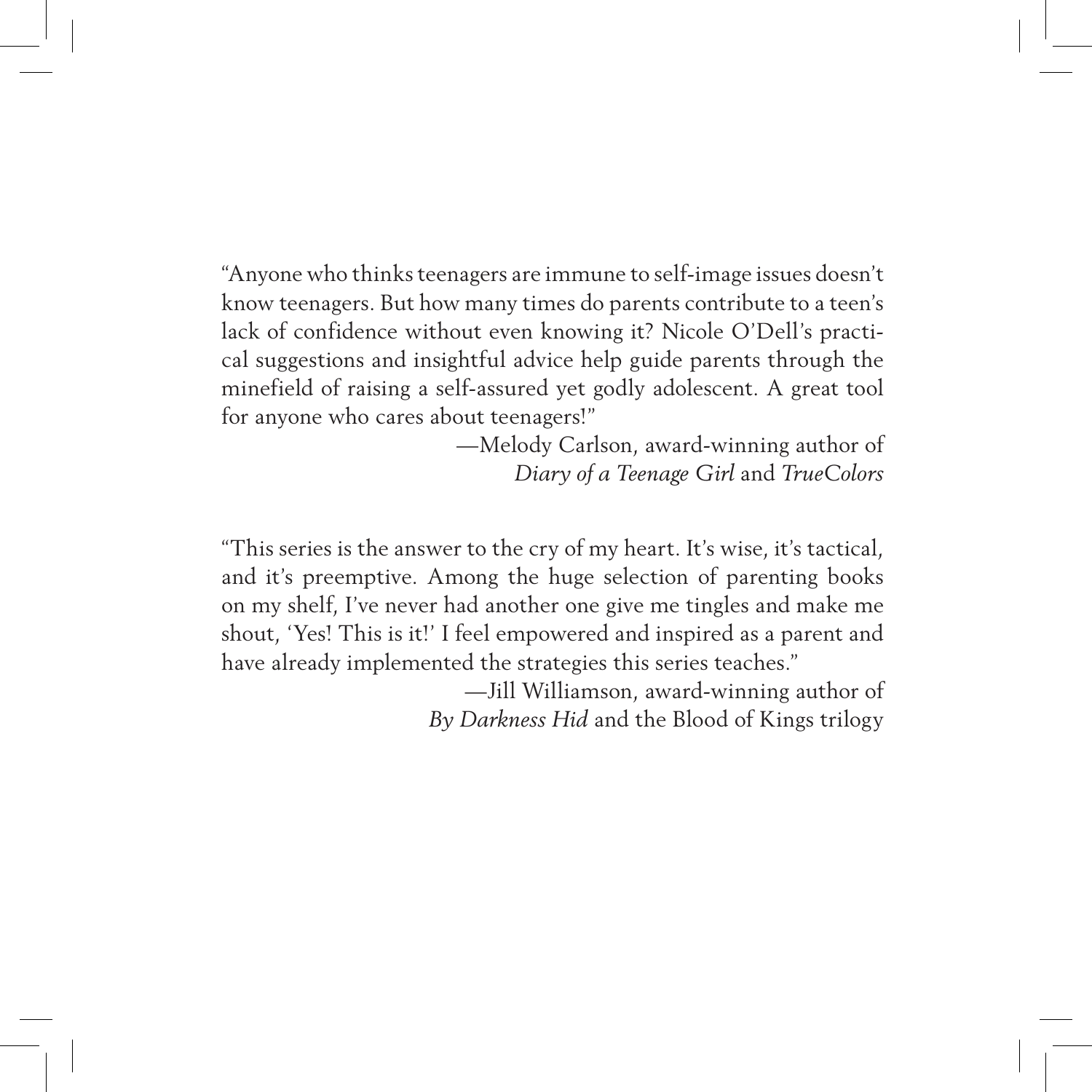"Anyone who thinks teenagers are immune to self-image issues doesn't know teenagers. But how many times do parents contribute to a teen's lack of confidence without even knowing it? Nicole O'Dell's practical suggestions and insightful advice help guide parents through the minefield of raising a self-assured yet godly adolescent. A great tool for anyone who cares about teenagers!"

—Melody Carlson, award-winning author of *Diary of a Teenage Girl* and *TrueColors*

"This series is the answer to the cry of my heart. It's wise, it's tactical, and it's preemptive. Among the huge selection of parenting books on my shelf, I've never had another one give me tingles and make me shout, 'Yes! This is it!' I feel empowered and inspired as a parent and have already implemented the strategies this series teaches."

—Jill Williamson, award-winning author of *By Darkness Hid* and the Blood of Kings trilogy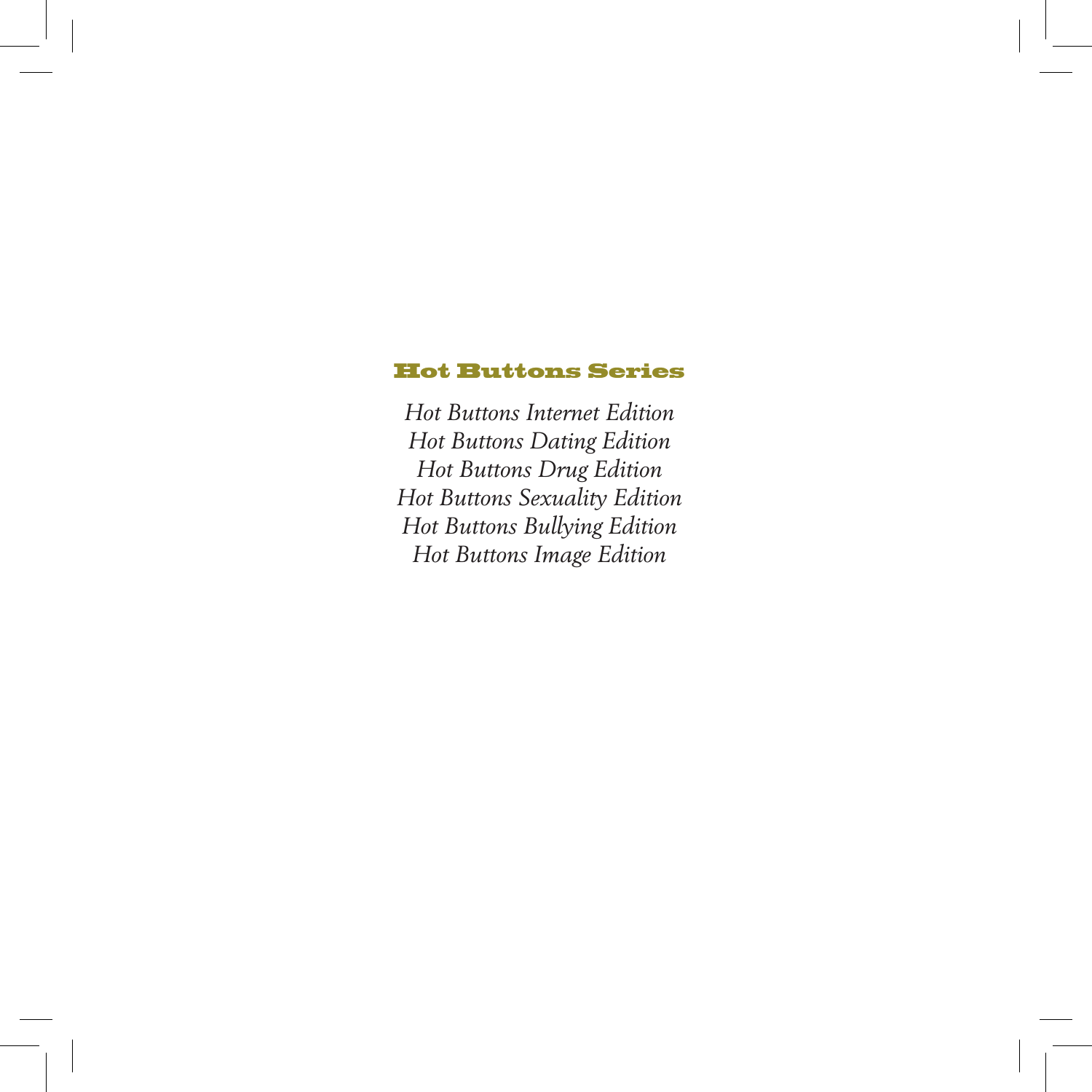## Hot Buttons Series

*Hot Buttons Internet Edition*
*Hot Buttons Dating Edition*
*Hot Buttons Drug Edition*
*Hot Buttons Sexuality Edition*
*Hot Buttons Bullying Edition*
*Hot Buttons Image Edition*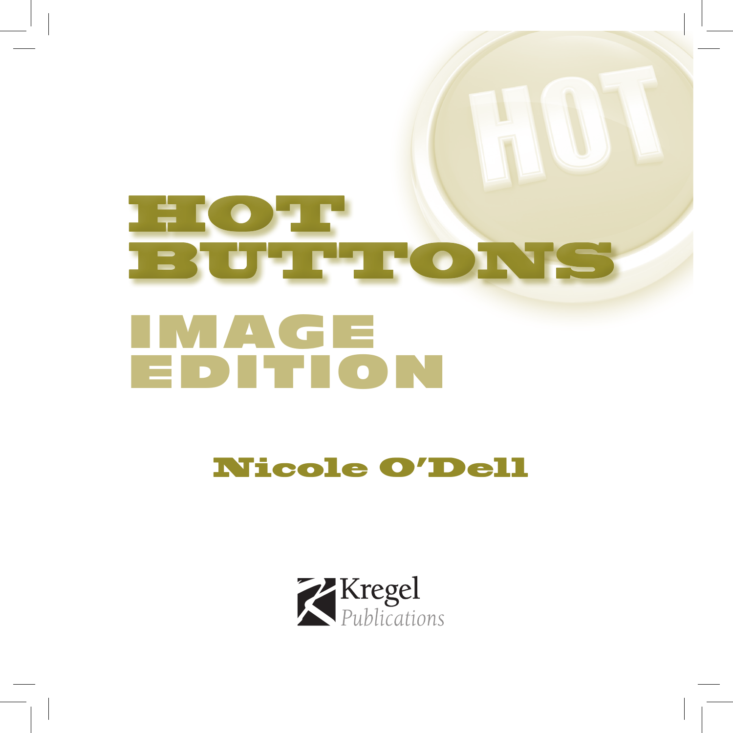# HOT BUTTONS

## IMAGE EDITION

### Nicole O'Dell

Kregel Publications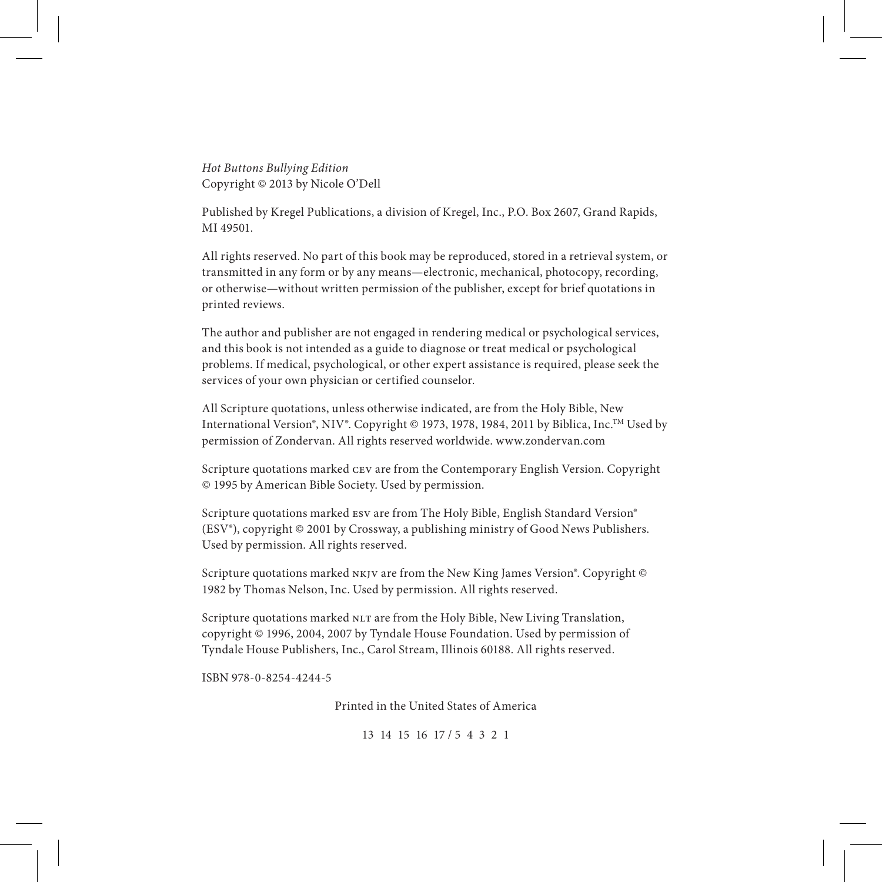*Hot Buttons Bullying Edition*
Copyright © 2013 by Nicole O'Dell

Published by Kregel Publications, a division of Kregel, Inc., P.O. Box 2607, Grand Rapids, MI 49501.

All rights reserved. No part of this book may be reproduced, stored in a retrieval system, or transmitted in any form or by any means—electronic, mechanical, photocopy, recording, or otherwise—without written permission of the publisher, except for brief quotations in printed reviews.

The author and publisher are not engaged in rendering medical or psychological services, and this book is not intended as a guide to diagnose or treat medical or psychological problems. If medical, psychological, or other expert assistance is required, please seek the services of your own physician or certified counselor.

All Scripture quotations, unless otherwise indicated, are from the Holy Bible, New International Version®, NIV®. Copyright © 1973, 1978, 1984, 2011 by Biblica, Inc.™ Used by permission of Zondervan. All rights reserved worldwide. www.zondervan.com

Scripture quotations marked CEV are from the Contemporary English Version. Copyright © 1995 by American Bible Society. Used by permission.

Scripture quotations marked ESV are from The Holy Bible, English Standard Version® (ESV®), copyright © 2001 by Crossway, a publishing ministry of Good News Publishers. Used by permission. All rights reserved.

Scripture quotations marked NKJV are from the New King James Version®. Copyright © 1982 by Thomas Nelson, Inc. Used by permission. All rights reserved.

Scripture quotations marked NLT are from the Holy Bible, New Living Translation, copyright © 1996, 2004, 2007 by Tyndale House Foundation. Used by permission of Tyndale House Publishers, Inc., Carol Stream, Illinois 60188. All rights reserved.

ISBN 978-0-8254-4244-5

Printed in the United States of America

13 14 15 16 17 / 5 4 3 2 1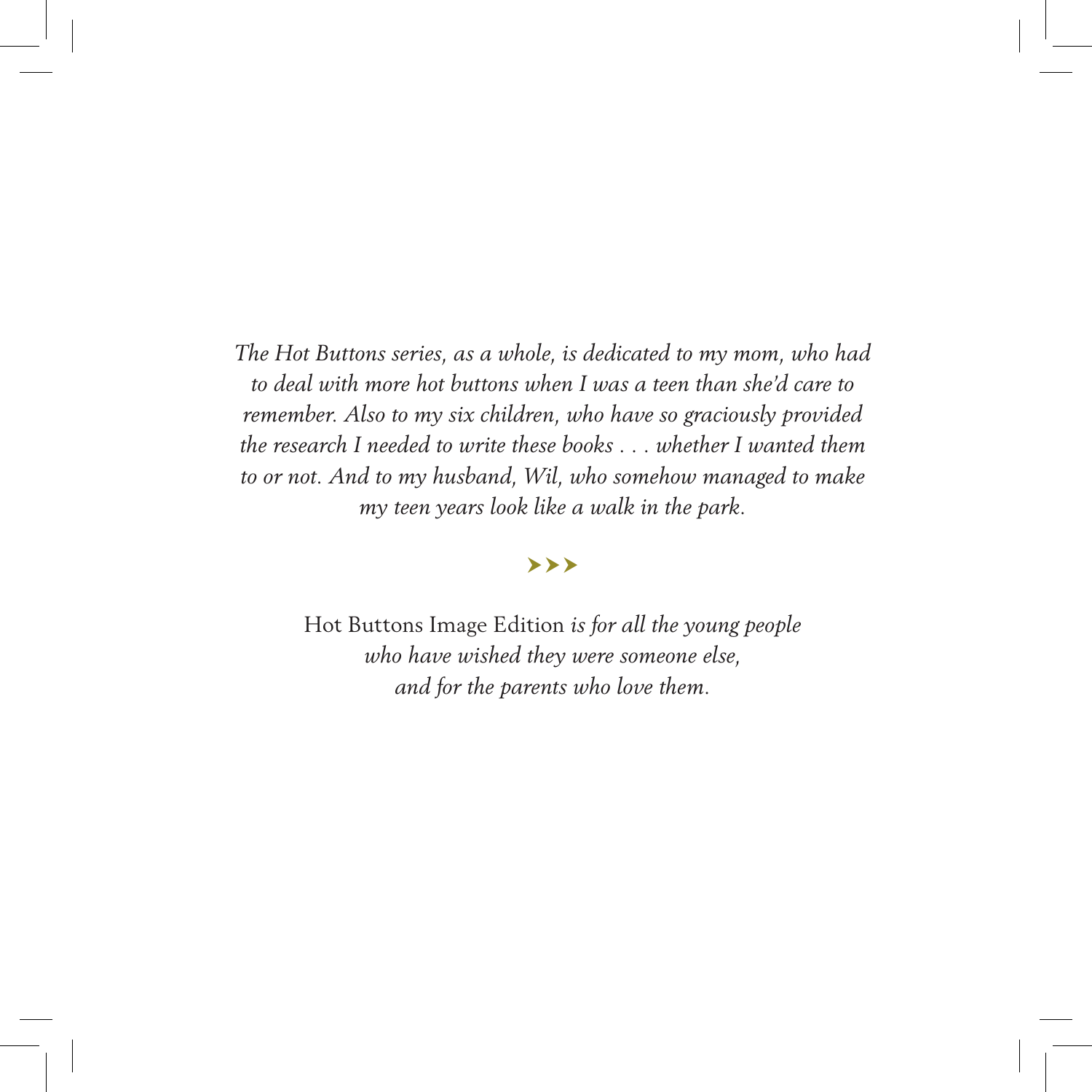*The Hot Buttons series, as a whole, is dedicated to my mom, who had to deal with more hot buttons when I was a teen than she'd care to remember. Also to my six children, who have so graciously provided the research I needed to write these books . . . whether I wanted them to or not. And to my husband, Wil, who somehow managed to make my teen years look like a walk in the park.*

›››

Hot Buttons Image Edition *is for all the young people who have wished they were someone else, and for the parents who love them.*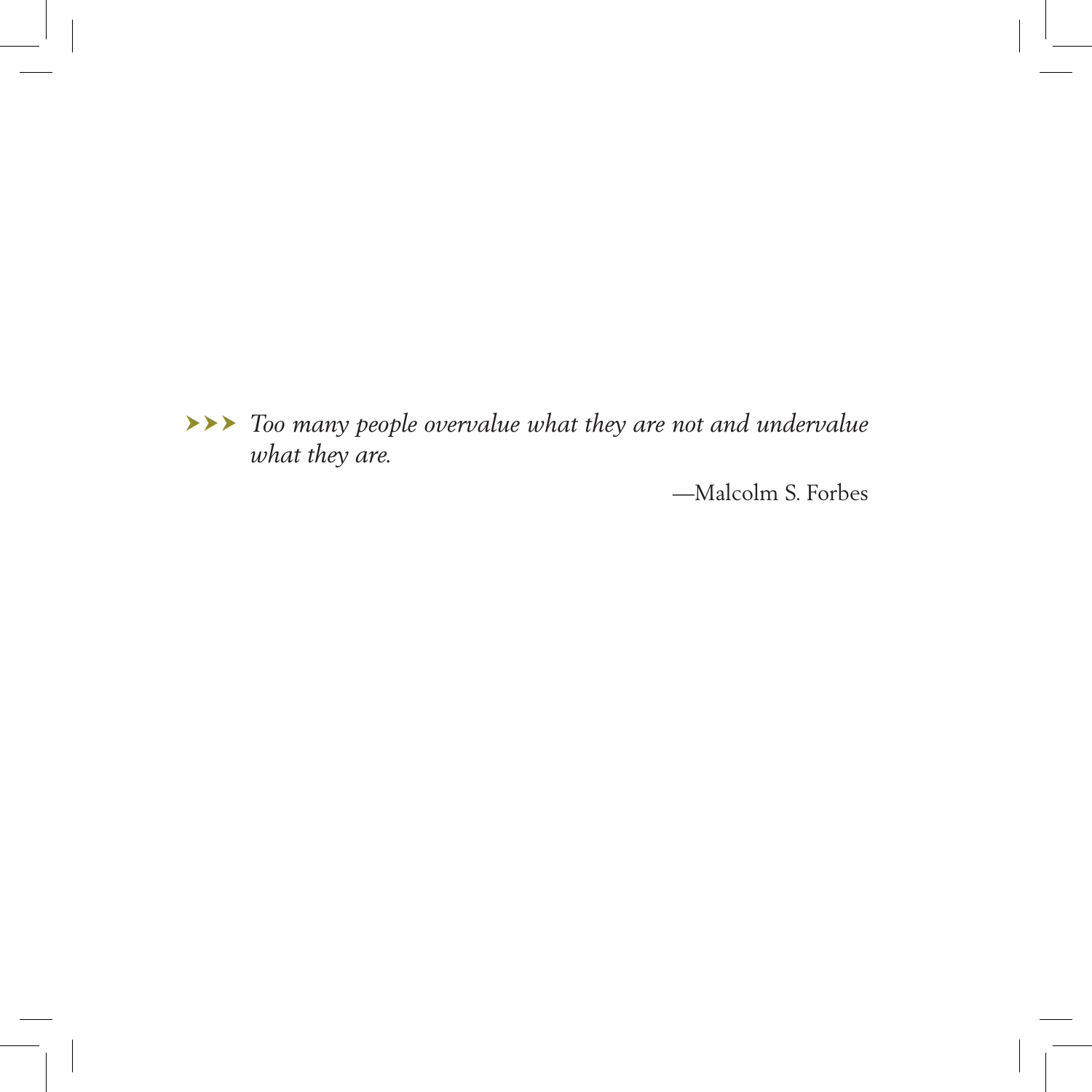➤➤➤ *Too many people overvalue what they are not and undervalue what they are.*

—Malcolm S. Forbes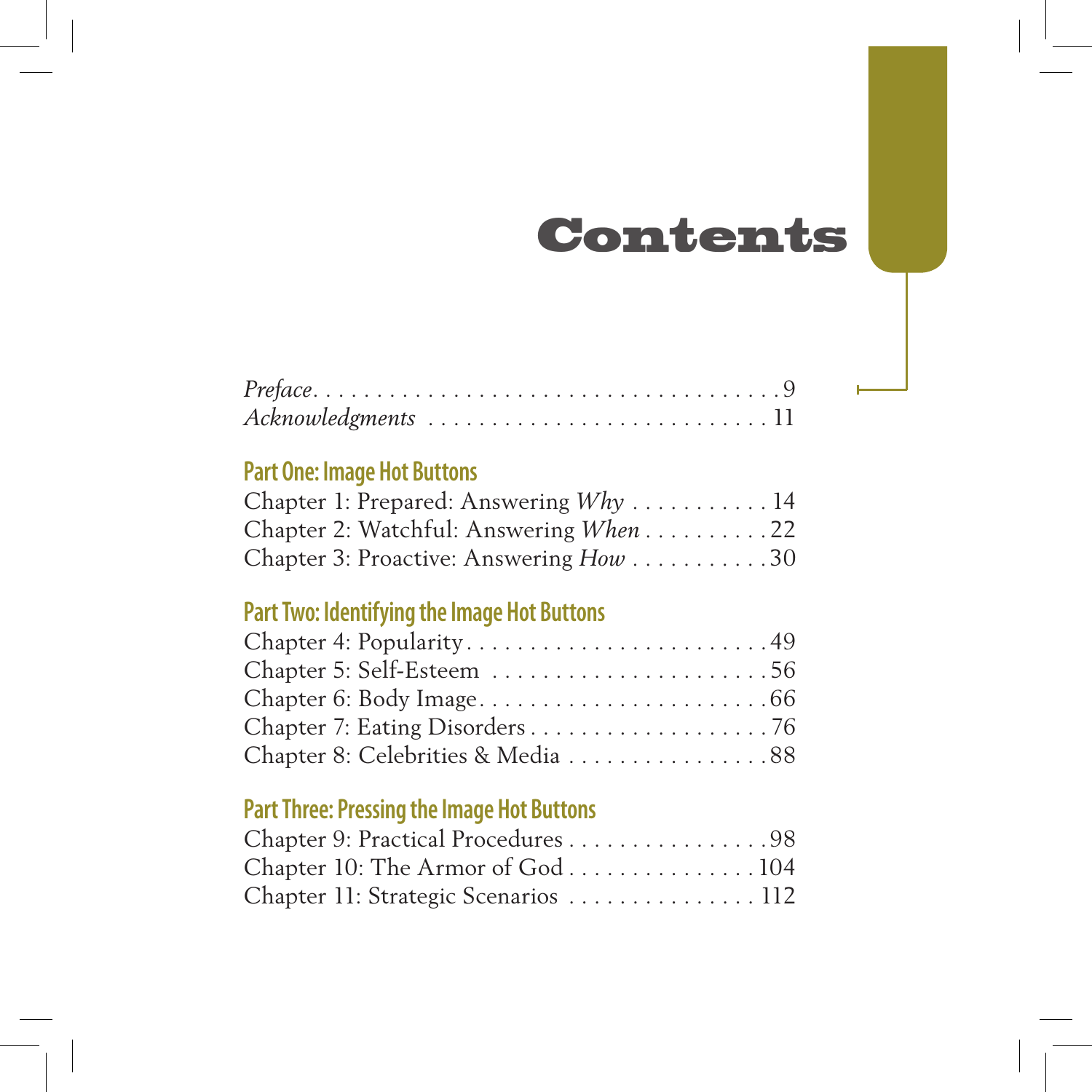# Contents

*Preface* . . . . . . . . . . . . . . . . . . . . . . . . . . . . . . . . . . . . 9
*Acknowledgments* . . . . . . . . . . . . . . . . . . . . . . . . . . . 11

## Part One: Image Hot Buttons

Chapter 1: Prepared: Answering *Why* . . . . . . . . . . . 14
Chapter 2: Watchful: Answering *When* . . . . . . . . . . 22
Chapter 3: Proactive: Answering *How* . . . . . . . . . . . 30

## Part Two: Identifying the Image Hot Buttons

Chapter 4: Popularity . . . . . . . . . . . . . . . . . . . . . . . . 49
Chapter 5: Self-Esteem . . . . . . . . . . . . . . . . . . . . . . 56
Chapter 6: Body Image . . . . . . . . . . . . . . . . . . . . . . . 66
Chapter 7: Eating Disorders . . . . . . . . . . . . . . . . . . . 76
Chapter 8: Celebrities & Media . . . . . . . . . . . . . . . . 88

## Part Three: Pressing the Image Hot Buttons

Chapter 9: Practical Procedures . . . . . . . . . . . . . . . . 98
Chapter 10: The Armor of God . . . . . . . . . . . . . . . 104
Chapter 11: Strategic Scenarios . . . . . . . . . . . . . . . 112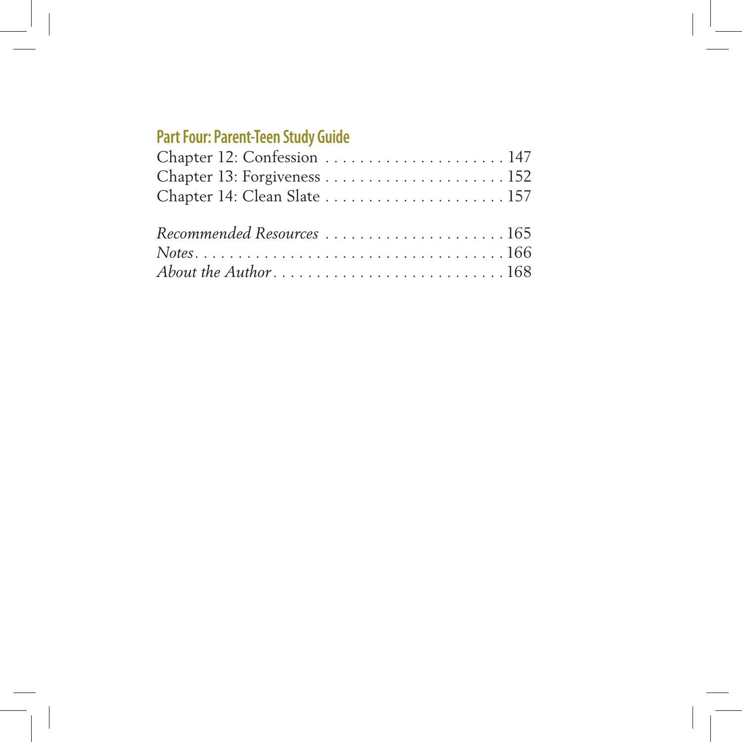## Part Four: Parent-Teen Study Guide

Chapter 12: Confession . . . . . . . . . . . . . . . . . . . . . 147
Chapter 13: Forgiveness . . . . . . . . . . . . . . . . . . . . . 152
Chapter 14: Clean Slate . . . . . . . . . . . . . . . . . . . . . 157

*Recommended Resources* . . . . . . . . . . . . . . . . . . . . . 165
*Notes* . . . . . . . . . . . . . . . . . . . . . . . . . . . . . . . . . . . . 166
*About the Author* . . . . . . . . . . . . . . . . . . . . . . . . . . . 168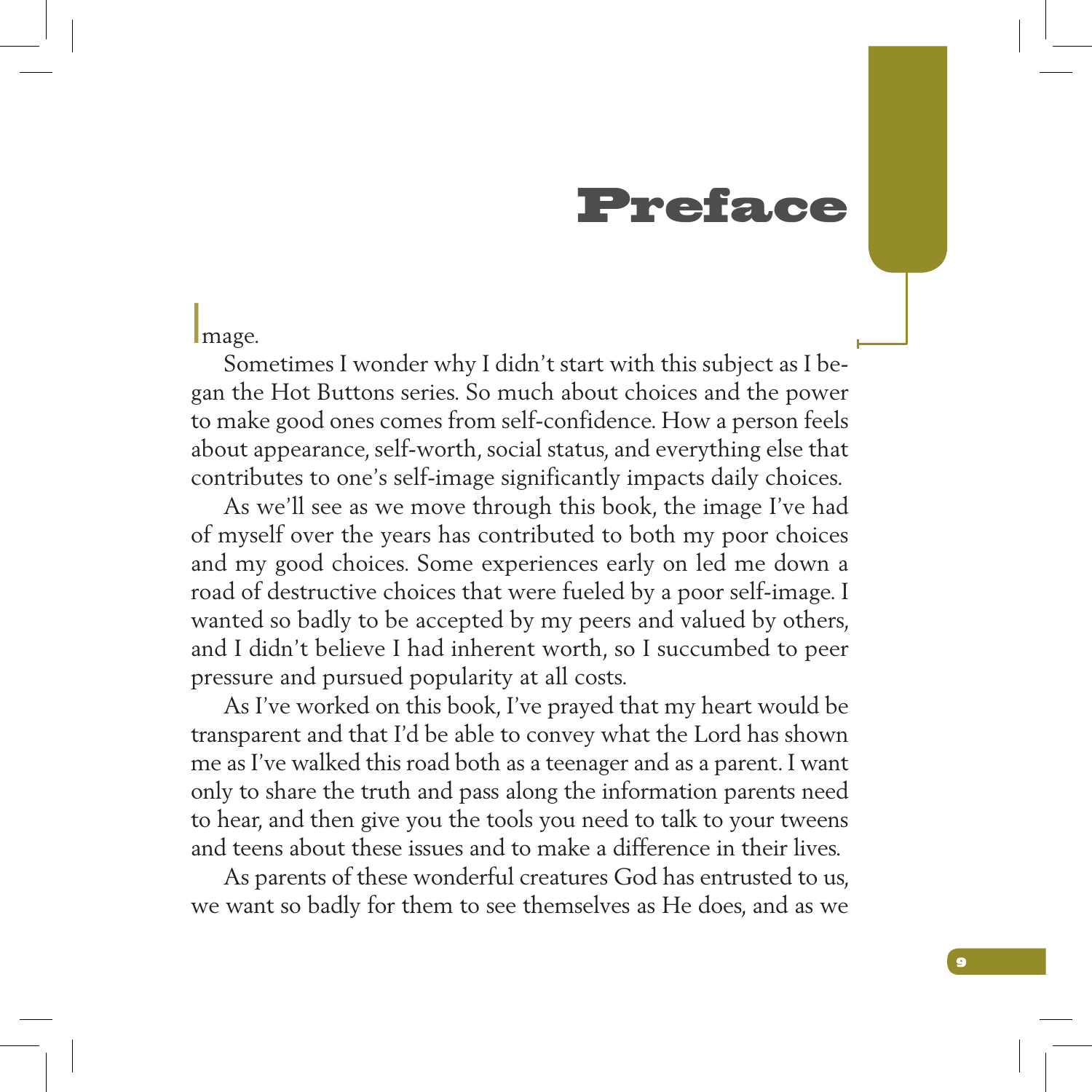# Preface

Image.

Sometimes I wonder why I didn't start with this subject as I began the Hot Buttons series. So much about choices and the power to make good ones comes from self-confidence. How a person feels about appearance, self-worth, social status, and everything else that contributes to one's self-image significantly impacts daily choices.

As we'll see as we move through this book, the image I've had of myself over the years has contributed to both my poor choices and my good choices. Some experiences early on led me down a road of destructive choices that were fueled by a poor self-image. I wanted so badly to be accepted by my peers and valued by others, and I didn't believe I had inherent worth, so I succumbed to peer pressure and pursued popularity at all costs.

As I've worked on this book, I've prayed that my heart would be transparent and that I'd be able to convey what the Lord has shown me as I've walked this road both as a teenager and as a parent. I want only to share the truth and pass along the information parents need to hear, and then give you the tools you need to talk to your tweens and teens about these issues and to make a difference in their lives.

As parents of these wonderful creatures God has entrusted to us, we want so badly for them to see themselves as He does, and as we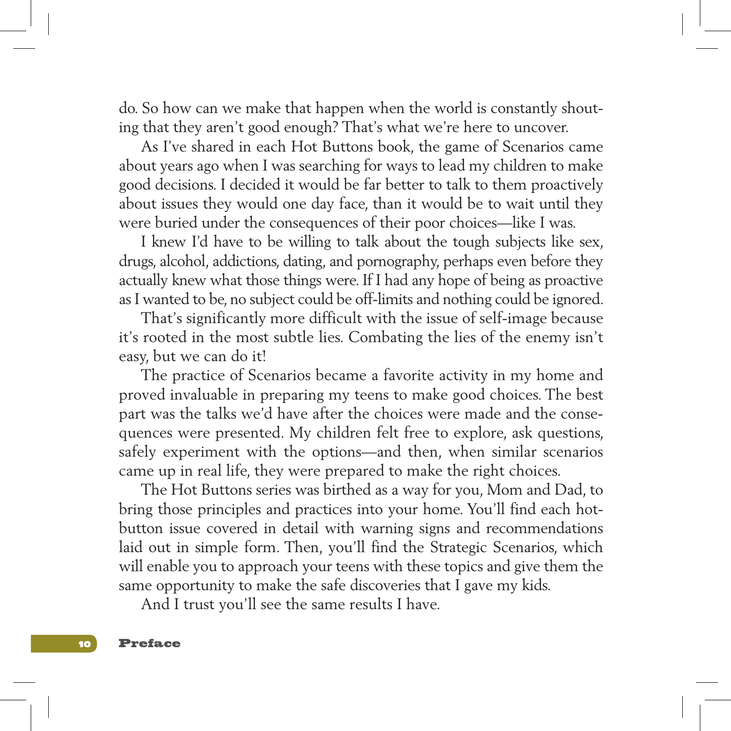do. So how can we make that happen when the world is constantly shouting that they aren't good enough? That's what we're here to uncover.

As I've shared in each Hot Buttons book, the game of Scenarios came about years ago when I was searching for ways to lead my children to make good decisions. I decided it would be far better to talk to them proactively about issues they would one day face, than it would be to wait until they were buried under the consequences of their poor choices—like I was.

I knew I'd have to be willing to talk about the tough subjects like sex, drugs, alcohol, addictions, dating, and pornography, perhaps even before they actually knew what those things were. If I had any hope of being as proactive as I wanted to be, no subject could be off-limits and nothing could be ignored.

That's significantly more difficult with the issue of self-image because it's rooted in the most subtle lies. Combating the lies of the enemy isn't easy, but we can do it!

The practice of Scenarios became a favorite activity in my home and proved invaluable in preparing my teens to make good choices. The best part was the talks we'd have after the choices were made and the consequences were presented. My children felt free to explore, ask questions, safely experiment with the options—and then, when similar scenarios came up in real life, they were prepared to make the right choices.

The Hot Buttons series was birthed as a way for you, Mom and Dad, to bring those principles and practices into your home. You'll find each hot-button issue covered in detail with warning signs and recommendations laid out in simple form. Then, you'll find the Strategic Scenarios, which will enable you to approach your teens with these topics and give them the same opportunity to make the safe discoveries that I gave my kids.

And I trust you'll see the same results I have.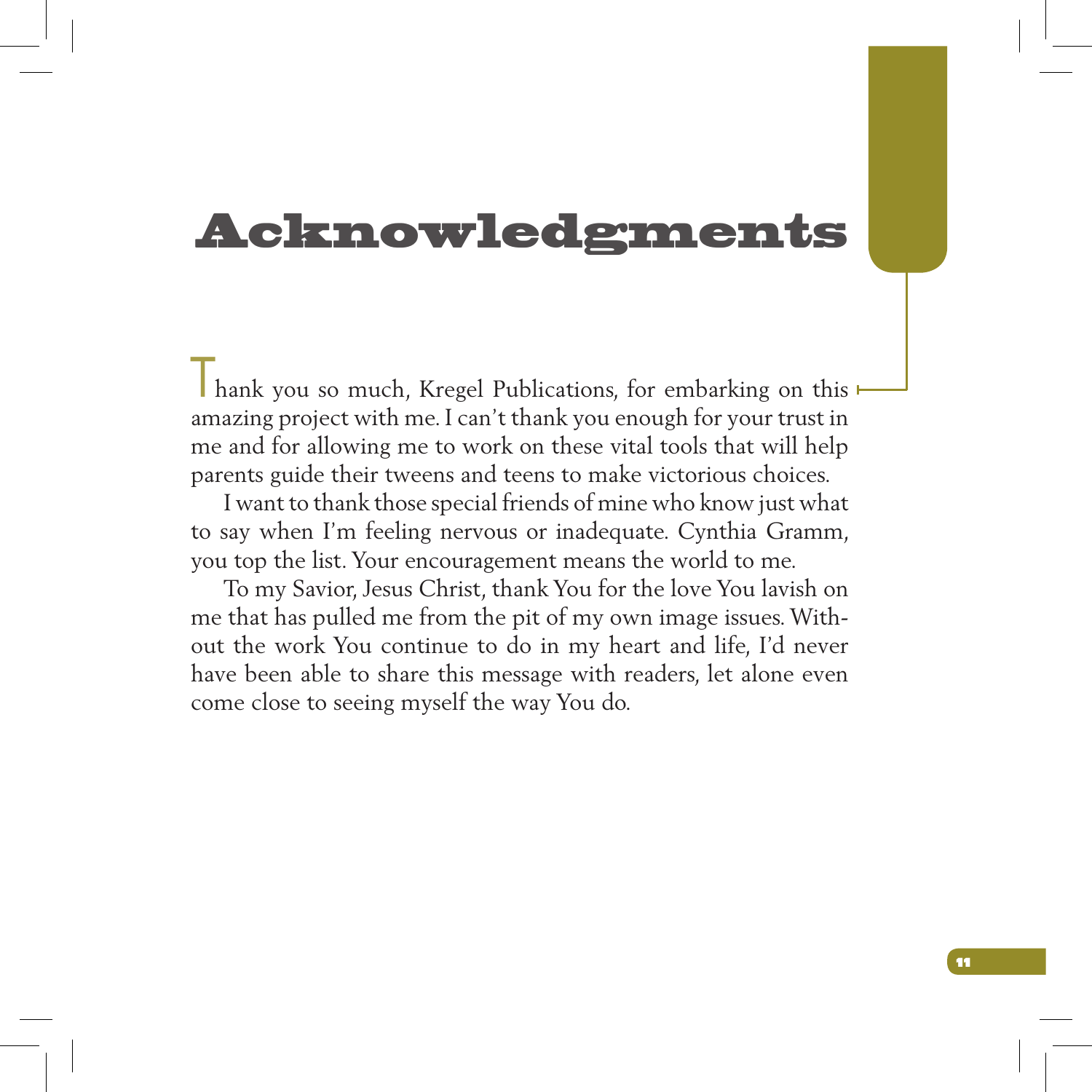# Acknowledgments

Thank you so much, Kregel Publications, for embarking on this amazing project with me. I can't thank you enough for your trust in me and for allowing me to work on these vital tools that will help parents guide their tweens and teens to make victorious choices.

I want to thank those special friends of mine who know just what to say when I'm feeling nervous or inadequate. Cynthia Gramm, you top the list. Your encouragement means the world to me.

To my Savior, Jesus Christ, thank You for the love You lavish on me that has pulled me from the pit of my own image issues. Without the work You continue to do in my heart and life, I'd never have been able to share this message with readers, let alone even come close to seeing myself the way You do.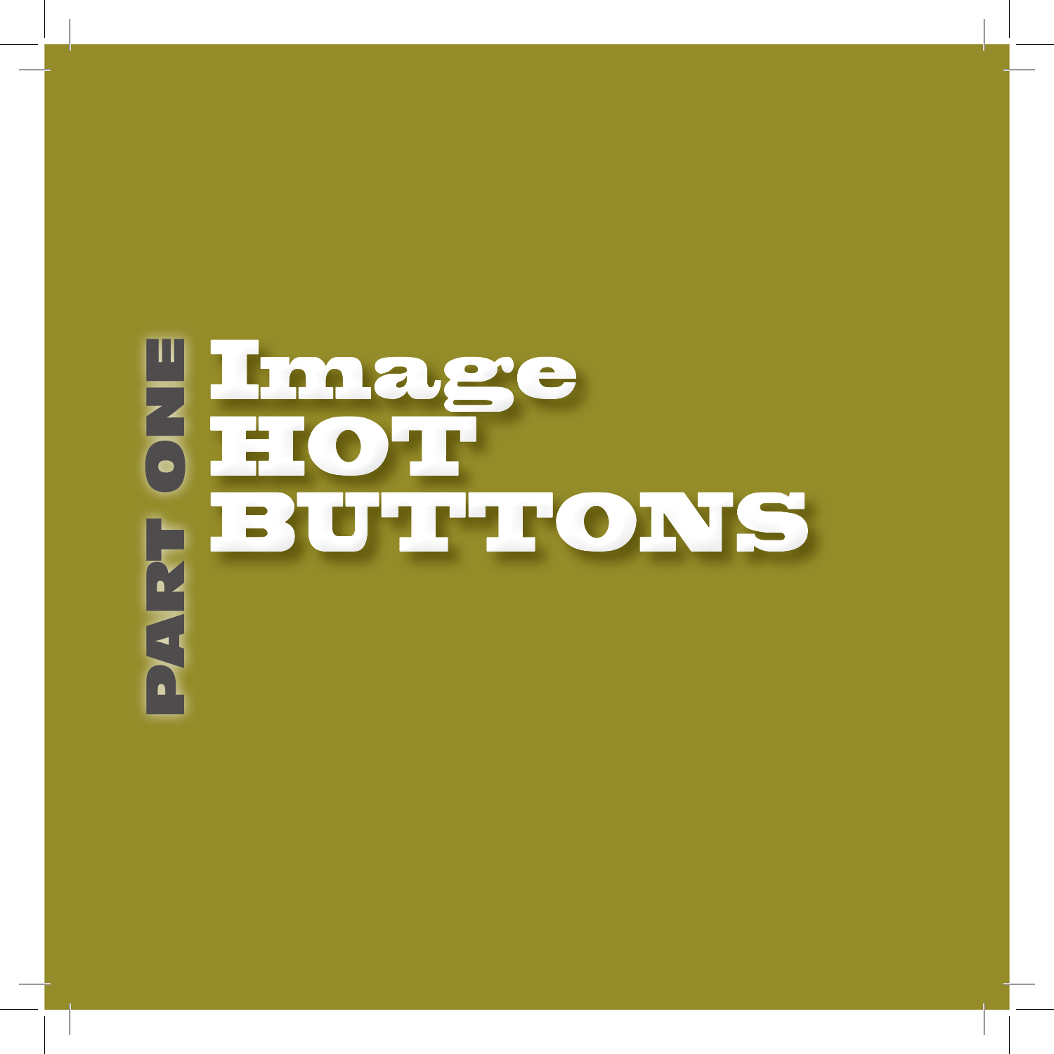PART ONE

# Image HOT BUTTONS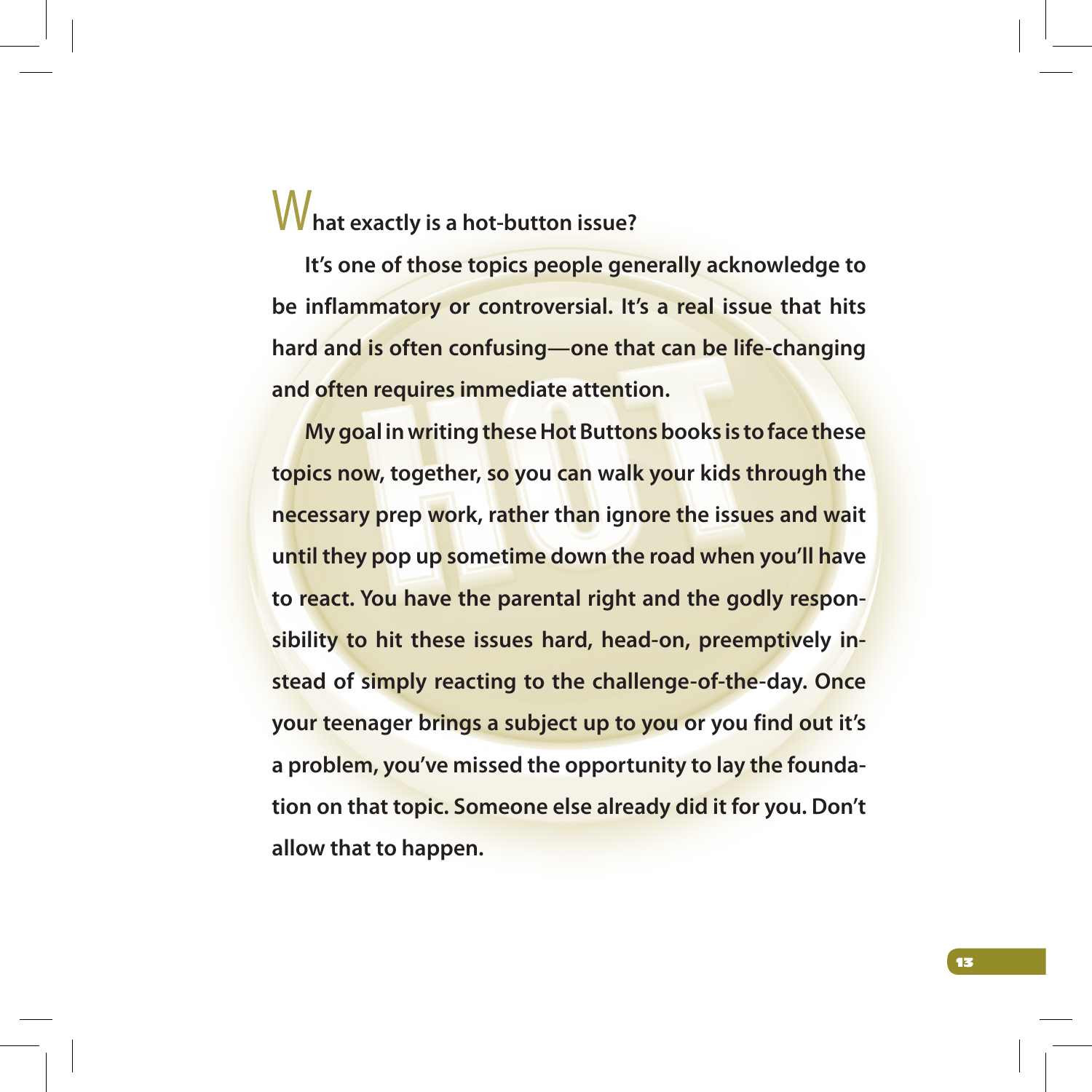**What exactly is a hot-button issue?**

**It's one of those topics people generally acknowledge to be inflammatory or controversial. It's a real issue that hits hard and is often confusing—one that can be life-changing and often requires immediate attention.**

**My goal in writing these Hot Buttons books is to face these topics now, together, so you can walk your kids through the necessary prep work, rather than ignore the issues and wait until they pop up sometime down the road when you'll have to react. You have the parental right and the godly responsibility to hit these issues hard, head-on, preemptively instead of simply reacting to the challenge-of-the-day. Once your teenager brings a subject up to you or you find out it's a problem, you've missed the opportunity to lay the foundation on that topic. Someone else already did it for you. Don't allow that to happen.**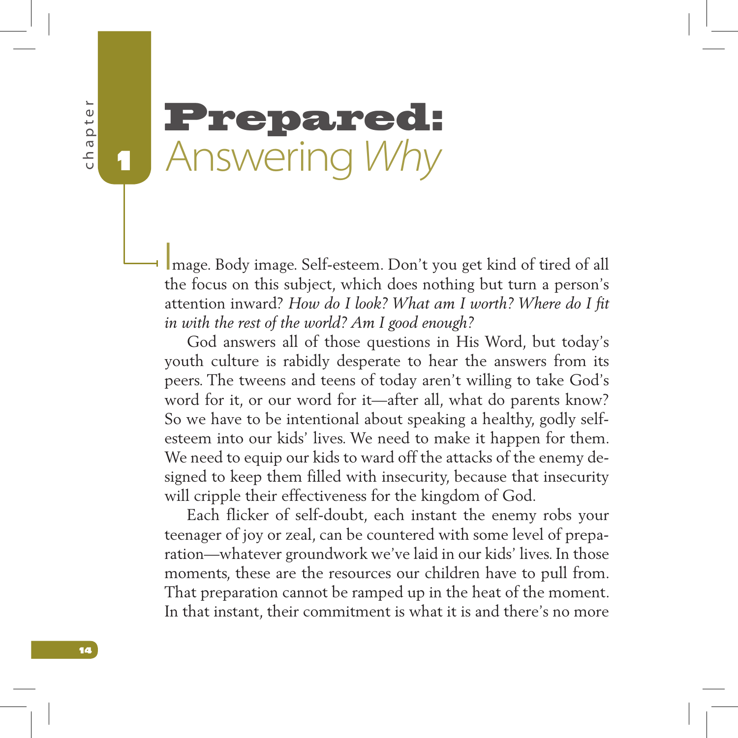# Chapter 1

# Prepared: Answering *Why*

Image. Body image. Self-esteem. Don't you get kind of tired of all the focus on this subject, which does nothing but turn a person's attention inward? *How do I look? What am I worth? Where do I fit in with the rest of the world? Am I good enough?*

God answers all of those questions in His Word, but today's youth culture is rabidly desperate to hear the answers from its peers. The tweens and teens of today aren't willing to take God's word for it, or our word for it—after all, what do parents know? So we have to be intentional about speaking a healthy, godly self-esteem into our kids' lives. We need to make it happen for them. We need to equip our kids to ward off the attacks of the enemy designed to keep them filled with insecurity, because that insecurity will cripple their effectiveness for the kingdom of God.

Each flicker of self-doubt, each instant the enemy robs your teenager of joy or zeal, can be countered with some level of preparation—whatever groundwork we've laid in our kids' lives. In those moments, these are the resources our children have to pull from. That preparation cannot be ramped up in the heat of the moment. In that instant, their commitment is what it is and there's no more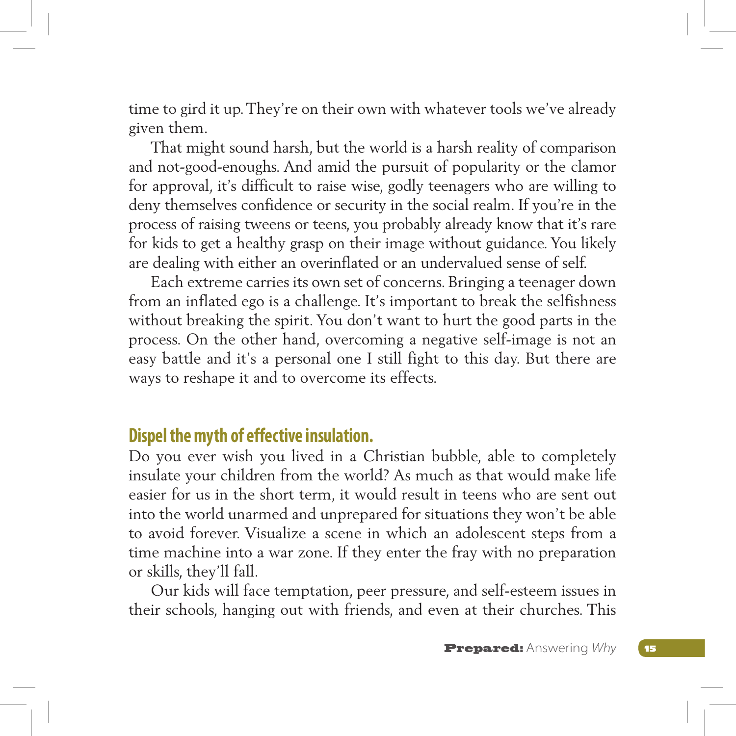time to gird it up. They're on their own with whatever tools we've already given them.

That might sound harsh, but the world is a harsh reality of comparison and not-good-enoughs. And amid the pursuit of popularity or the clamor for approval, it's difficult to raise wise, godly teenagers who are willing to deny themselves confidence or security in the social realm. If you're in the process of raising tweens or teens, you probably already know that it's rare for kids to get a healthy grasp on their image without guidance. You likely are dealing with either an overinflated or an undervalued sense of self.

Each extreme carries its own set of concerns. Bringing a teenager down from an inflated ego is a challenge. It's important to break the selfishness without breaking the spirit. You don't want to hurt the good parts in the process. On the other hand, overcoming a negative self-image is not an easy battle and it's a personal one I still fight to this day. But there are ways to reshape it and to overcome its effects.

## Dispel the myth of effective insulation.

Do you ever wish you lived in a Christian bubble, able to completely insulate your children from the world? As much as that would make life easier for us in the short term, it would result in teens who are sent out into the world unarmed and unprepared for situations they won't be able to avoid forever. Visualize a scene in which an adolescent steps from a time machine into a war zone. If they enter the fray with no preparation or skills, they'll fall.

Our kids will face temptation, peer pressure, and self-esteem issues in their schools, hanging out with friends, and even at their churches. This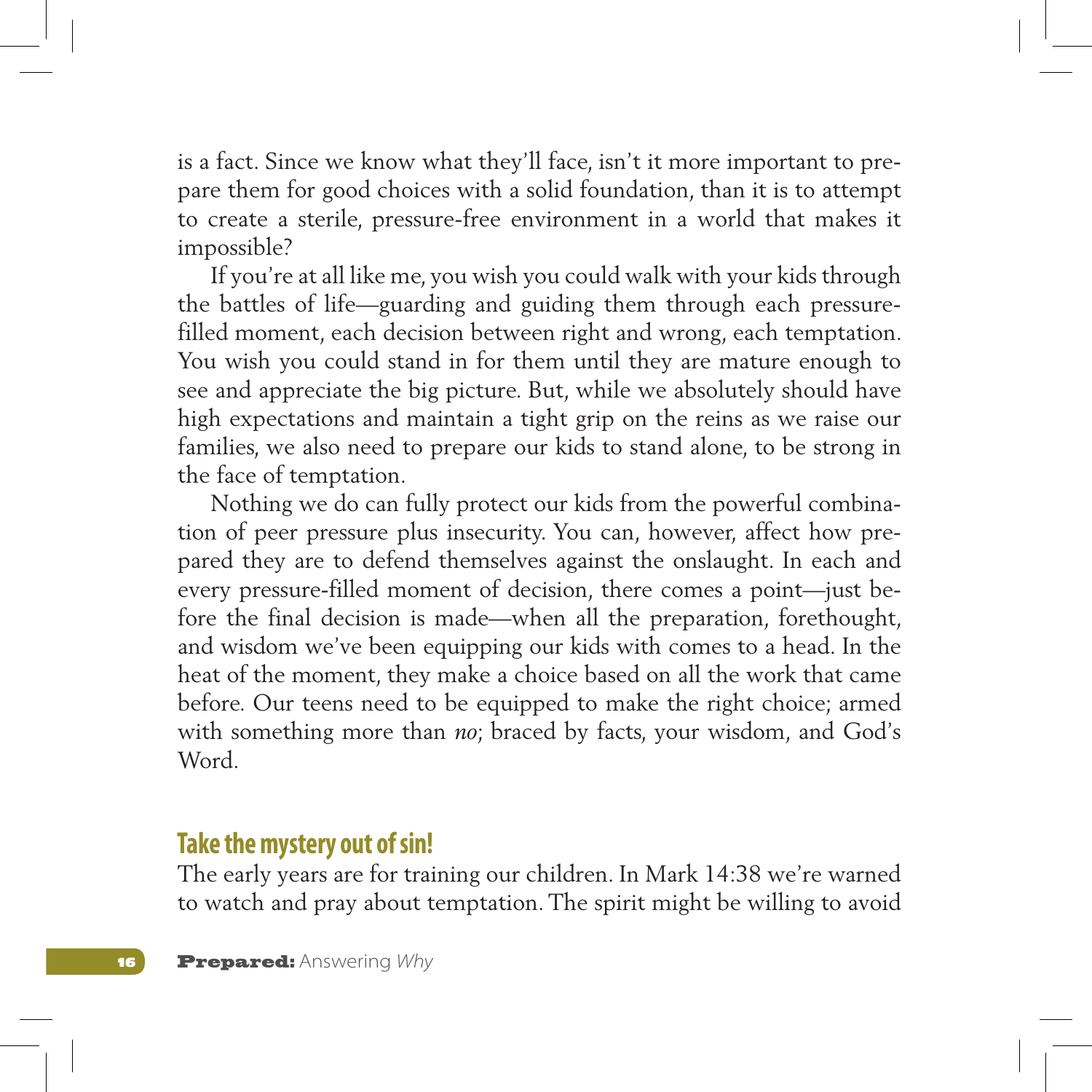is a fact. Since we know what they'll face, isn't it more important to prepare them for good choices with a solid foundation, than it is to attempt to create a sterile, pressure-free environment in a world that makes it impossible?

If you're at all like me, you wish you could walk with your kids through the battles of life—guarding and guiding them through each pressure-filled moment, each decision between right and wrong, each temptation. You wish you could stand in for them until they are mature enough to see and appreciate the big picture. But, while we absolutely should have high expectations and maintain a tight grip on the reins as we raise our families, we also need to prepare our kids to stand alone, to be strong in the face of temptation.

Nothing we do can fully protect our kids from the powerful combination of peer pressure plus insecurity. You can, however, affect how prepared they are to defend themselves against the onslaught. In each and every pressure-filled moment of decision, there comes a point—just before the final decision is made—when all the preparation, forethought, and wisdom we've been equipping our kids with comes to a head. In the heat of the moment, they make a choice based on all the work that came before. Our teens need to be equipped to make the right choice; armed with something more than *no*; braced by facts, your wisdom, and God's Word.

## Take the mystery out of sin!

The early years are for training our children. In Mark 14:38 we're warned to watch and pray about temptation. The spirit might be willing to avoid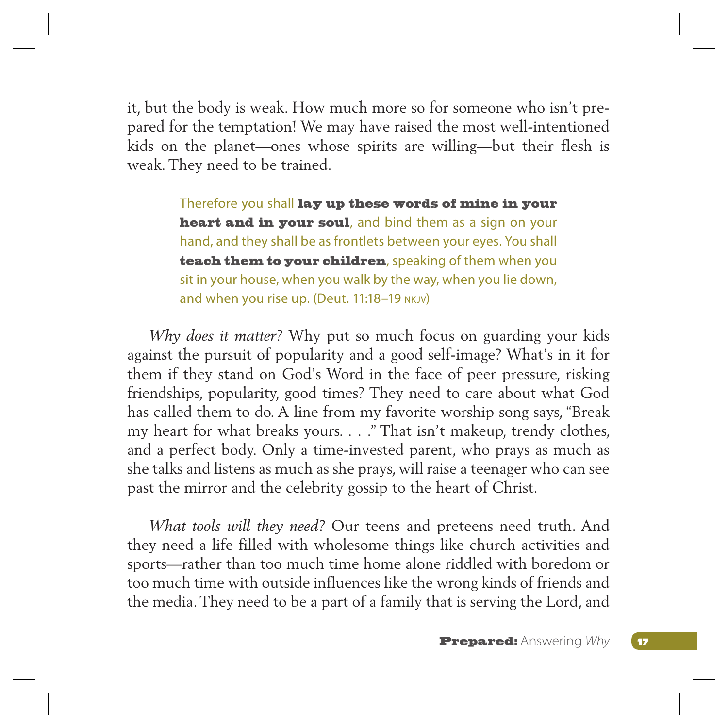it, but the body is weak. How much more so for someone who isn't prepared for the temptation! We may have raised the most well-intentioned kids on the planet—ones whose spirits are willing—but their flesh is weak. They need to be trained.

> Therefore you shall **lay up these words of mine in your heart and in your soul**, and bind them as a sign on your hand, and they shall be as frontlets between your eyes. You shall **teach them to your children**, speaking of them when you sit in your house, when you walk by the way, when you lie down, and when you rise up. (Deut. 11:18–19 NKJV)

*Why does it matter?* Why put so much focus on guarding your kids against the pursuit of popularity and a good self-image? What's in it for them if they stand on God's Word in the face of peer pressure, risking friendships, popularity, good times? They need to care about what God has called them to do. A line from my favorite worship song says, "Break my heart for what breaks yours. . . ." That isn't makeup, trendy clothes, and a perfect body. Only a time-invested parent, who prays as much as she talks and listens as much as she prays, will raise a teenager who can see past the mirror and the celebrity gossip to the heart of Christ.

*What tools will they need?* Our teens and preteens need truth. And they need a life filled with wholesome things like church activities and sports—rather than too much time home alone riddled with boredom or too much time with outside influences like the wrong kinds of friends and the media. They need to be a part of a family that is serving the Lord, and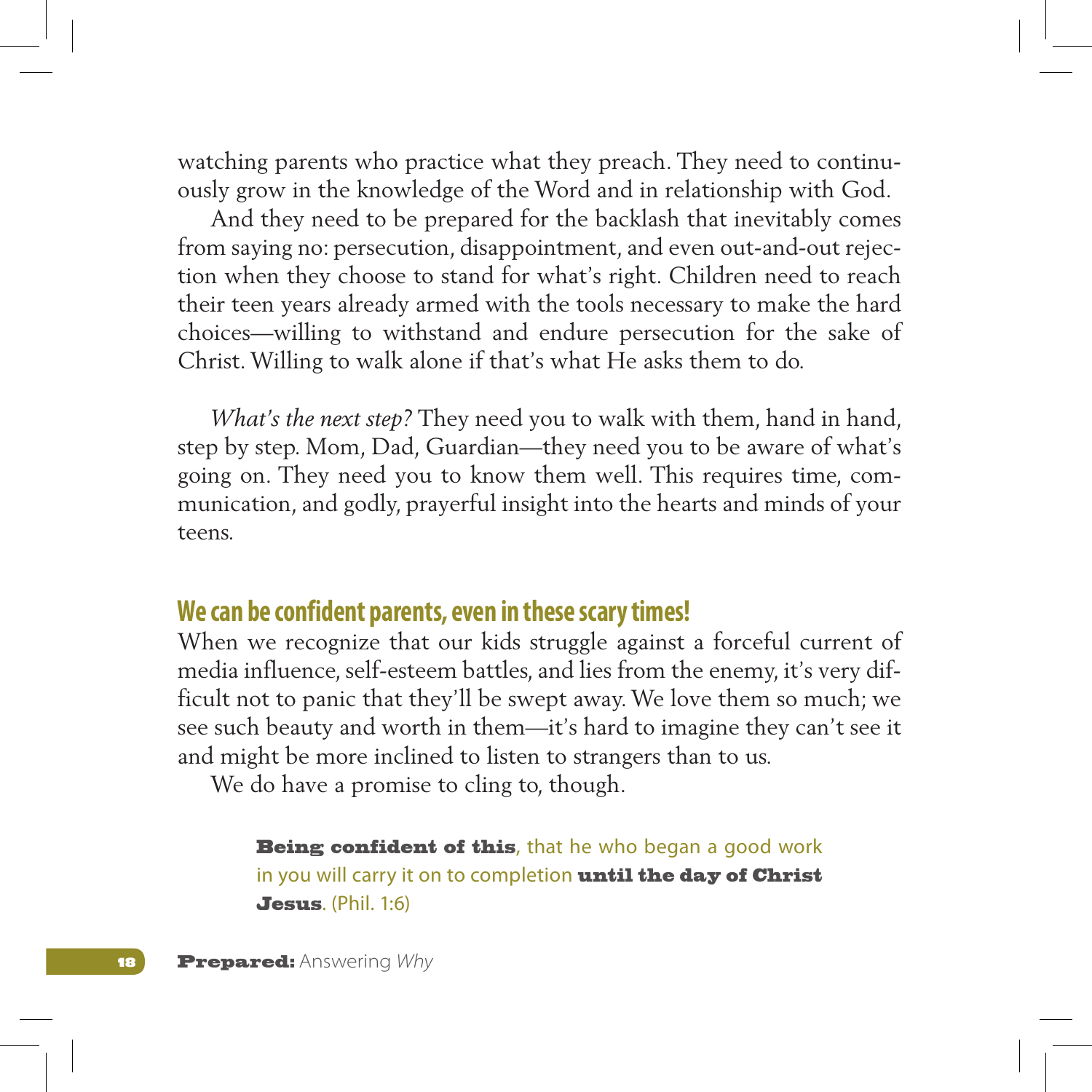watching parents who practice what they preach. They need to continuously grow in the knowledge of the Word and in relationship with God.

And they need to be prepared for the backlash that inevitably comes from saying no: persecution, disappointment, and even out-and-out rejection when they choose to stand for what's right. Children need to reach their teen years already armed with the tools necessary to make the hard choices—willing to withstand and endure persecution for the sake of Christ. Willing to walk alone if that's what He asks them to do.

*What's the next step?* They need you to walk with them, hand in hand, step by step. Mom, Dad, Guardian—they need you to be aware of what's going on. They need you to know them well. This requires time, communication, and godly, prayerful insight into the hearts and minds of your teens.

## We can be confident parents, even in these scary times!

When we recognize that our kids struggle against a forceful current of media influence, self-esteem battles, and lies from the enemy, it's very difficult not to panic that they'll be swept away. We love them so much; we see such beauty and worth in them—it's hard to imagine they can't see it and might be more inclined to listen to strangers than to us.

We do have a promise to cling to, though.

> **Being confident of this**, that he who began a good work in you will carry it on to completion **until the day of Christ Jesus**. (Phil. 1:6)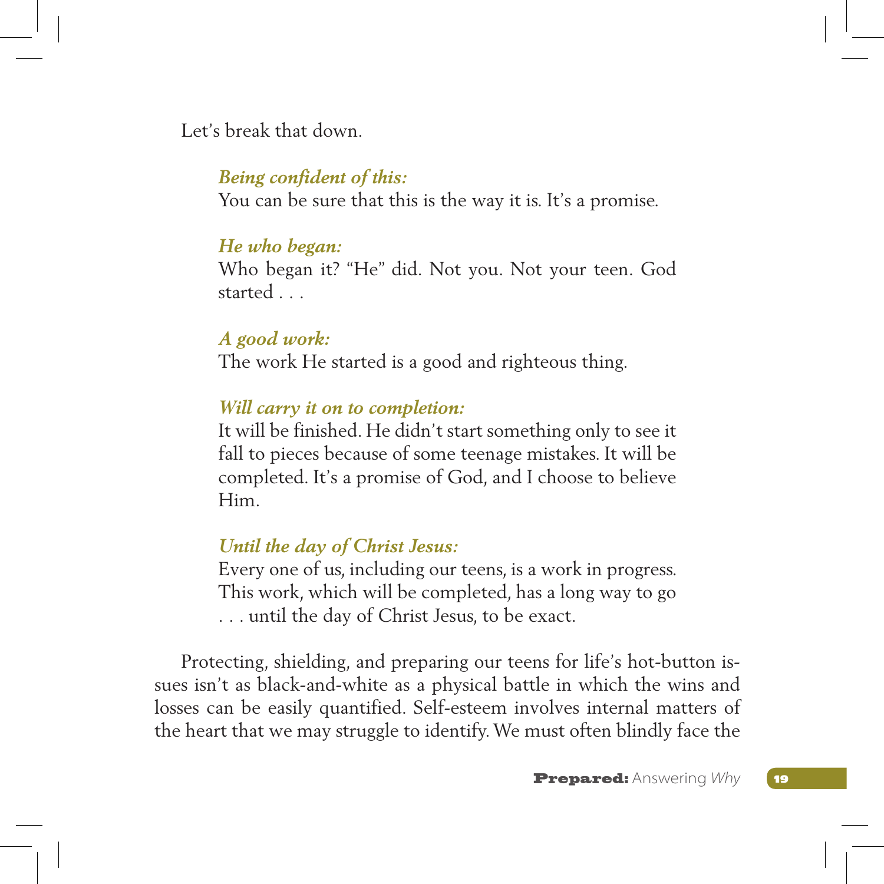Let's break that down.

> ***Being confident of this:***
> You can be sure that this is the way it is. It's a promise.
>
> ***He who began:***
> Who began it? "He" did. Not you. Not your teen. God started . . .
>
> ***A good work:***
> The work He started is a good and righteous thing.
>
> ***Will carry it on to completion:***
> It will be finished. He didn't start something only to see it fall to pieces because of some teenage mistakes. It will be completed. It's a promise of God, and I choose to believe Him.
>
> ***Until the day of Christ Jesus:***
> Every one of us, including our teens, is a work in progress. This work, which will be completed, has a long way to go . . . until the day of Christ Jesus, to be exact.

Protecting, shielding, and preparing our teens for life's hot-button issues isn't as black-and-white as a physical battle in which the wins and losses can be easily quantified. Self-esteem involves internal matters of the heart that we may struggle to identify. We must often blindly face the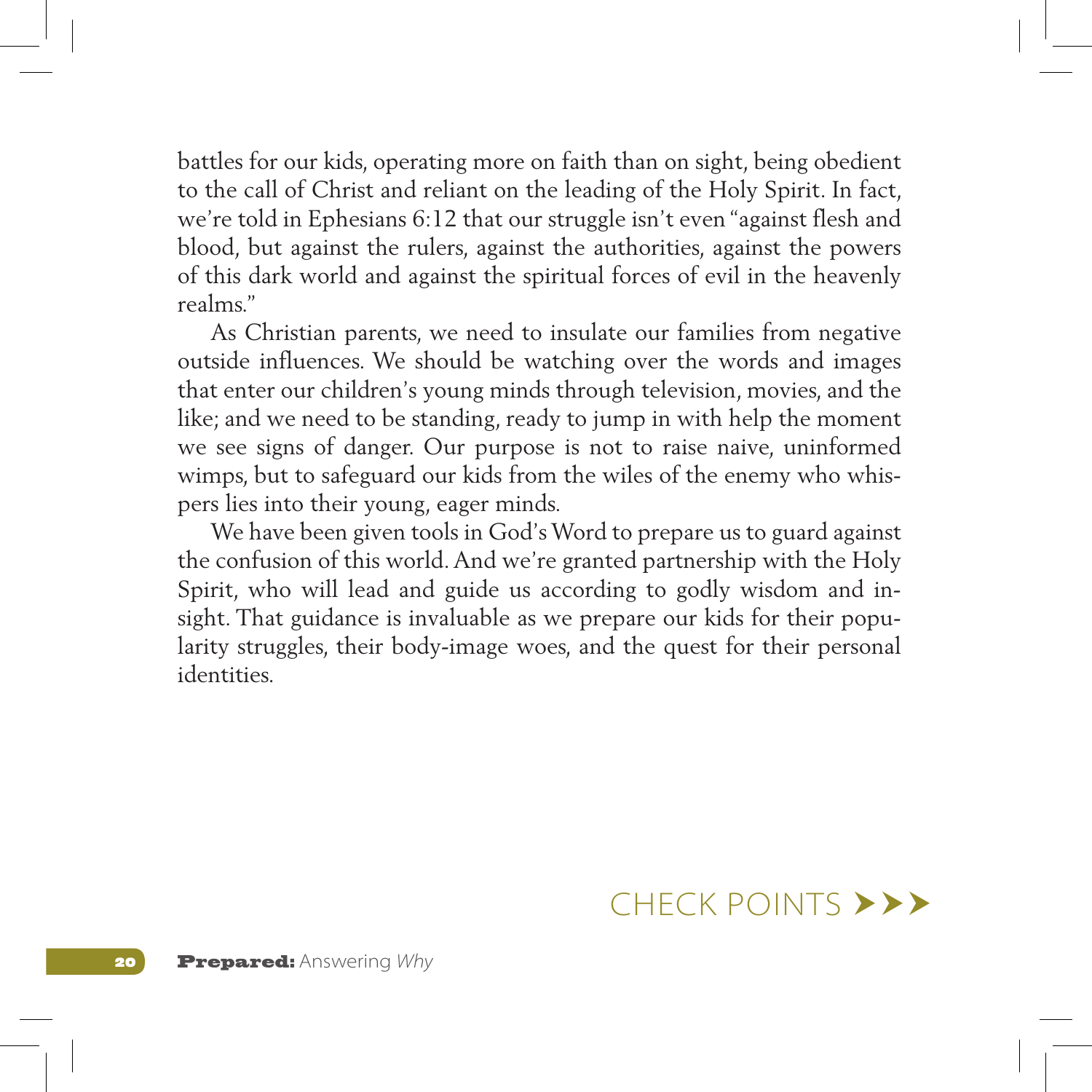battles for our kids, operating more on faith than on sight, being obedient to the call of Christ and reliant on the leading of the Holy Spirit. In fact, we're told in Ephesians 6:12 that our struggle isn't even "against flesh and blood, but against the rulers, against the authorities, against the powers of this dark world and against the spiritual forces of evil in the heavenly realms."

As Christian parents, we need to insulate our families from negative outside influences. We should be watching over the words and images that enter our children's young minds through television, movies, and the like; and we need to be standing, ready to jump in with help the moment we see signs of danger. Our purpose is not to raise naive, uninformed wimps, but to safeguard our kids from the wiles of the enemy who whispers lies into their young, eager minds.

We have been given tools in God's Word to prepare us to guard against the confusion of this world. And we're granted partnership with the Holy Spirit, who will lead and guide us according to godly wisdom and insight. That guidance is invaluable as we prepare our kids for their popularity struggles, their body-image woes, and the quest for their personal identities.

CHECK POINTS ➤➤➤